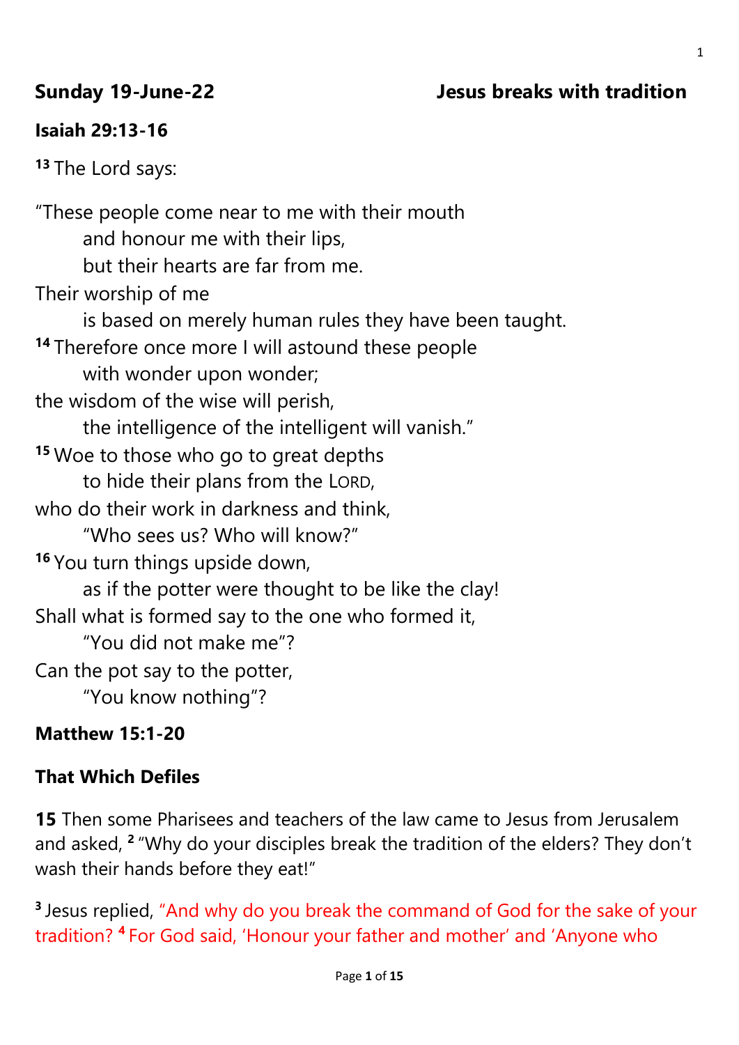**Sunday 19-June-22** **Jesus breaks with tradition**

**Isaiah 29:13-16**

[13] The Lord says:

"These people come near to me with their mouth
 and honour me with their lips,
 but their hearts are far from me.
Their worship of me
 is based on merely human rules they have been taught.
[14] Therefore once more I will astound these people
 with wonder upon wonder;
the wisdom of the wise will perish,
 the intelligence of the intelligent will vanish."
[15] Woe to those who go to great depths
 to hide their plans from the LORD,
who do their work in darkness and think,
 "Who sees us? Who will know?"
[16] You turn things upside down,
 as if the potter were thought to be like the clay!
Shall what is formed say to the one who formed it,
 "You did not make me"?
Can the pot say to the potter,
 "You know nothing"?

**Matthew 15:1-20**

**That Which Defiles**

**15** Then some Pharisees and teachers of the law came to Jesus from Jerusalem and asked, [2] "Why do your disciples break the tradition of the elders? They don't wash their hands before they eat!"

[3] Jesus replied, "And why do you break the command of God for the sake of your tradition? [4] For God said, 'Honour your father and mother' and 'Anyone who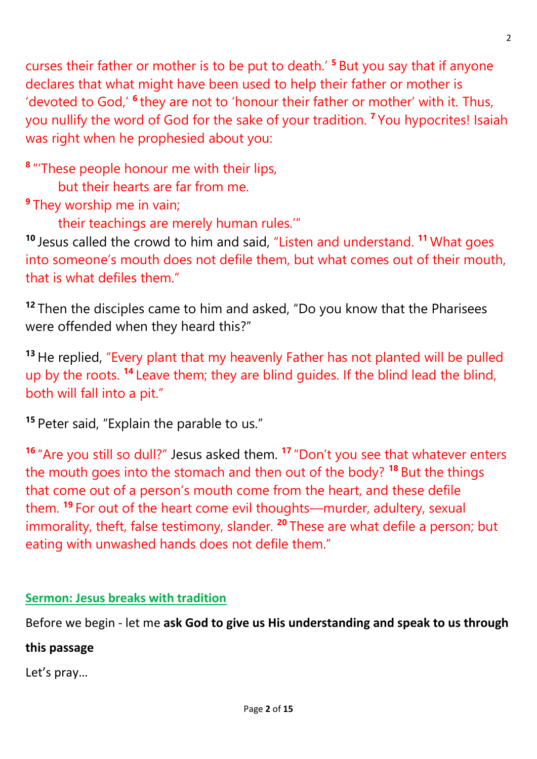curses their father or mother is to be put to death.' [5] But you say that if anyone declares that what might have been used to help their father or mother is 'devoted to God,' [6] they are not to 'honour their father or mother' with it. Thus, you nullify the word of God for the sake of your tradition. [7] You hypocrites! Isaiah was right when he prophesied about you:

[8] "'These people honour me with their lips,
    but their hearts are far from me.
[9] They worship me in vain;
    their teachings are merely human rules.'"

[10] Jesus called the crowd to him and said, "Listen and understand. [11] What goes into someone's mouth does not defile them, but what comes out of their mouth, that is what defiles them."

[12] Then the disciples came to him and asked, "Do you know that the Pharisees were offended when they heard this?"

[13] He replied, "Every plant that my heavenly Father has not planted will be pulled up by the roots. [14] Leave them; they are blind guides. If the blind lead the blind, both will fall into a pit."

[15] Peter said, "Explain the parable to us."

[16] "Are you still so dull?" Jesus asked them. [17] "Don't you see that whatever enters the mouth goes into the stomach and then out of the body? [18] But the things that come out of a person's mouth come from the heart, and these defile them. [19] For out of the heart come evil thoughts—murder, adultery, sexual immorality, theft, false testimony, slander. [20] These are what defile a person; but eating with unwashed hands does not defile them."

## Sermon: Jesus breaks with tradition

Before we begin - let me **ask God to give us His understanding and speak to us through this passage**

Let's pray…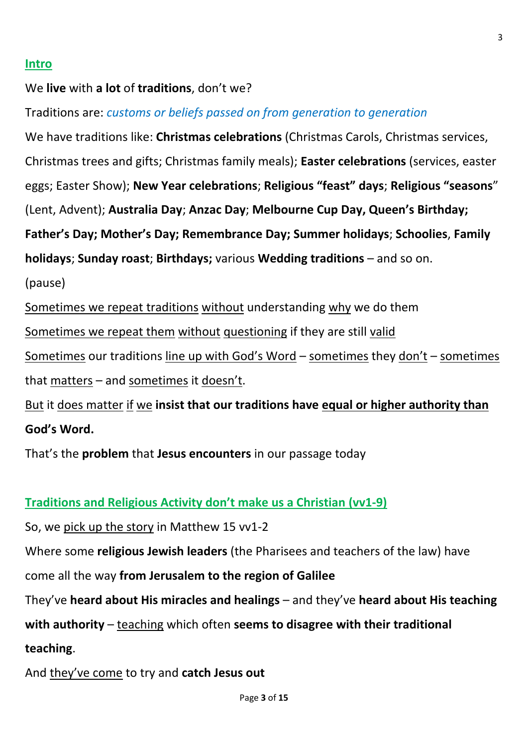## Intro

We **live** with **a lot** of **traditions**, don't we?

Traditions are: *customs or beliefs passed on from generation to generation*

We have traditions like: **Christmas celebrations** (Christmas Carols, Christmas services, Christmas trees and gifts; Christmas family meals); **Easter celebrations** (services, easter eggs; Easter Show); **New Year celebrations**; **Religious "feast" days**; **Religious "seasons**" (Lent, Advent); **Australia Day**; **Anzac Day**; **Melbourne Cup Day, Queen's Birthday; Father's Day; Mother's Day; Remembrance Day; Summer holidays**; **Schoolies**, **Family holidays**; **Sunday roast**; **Birthdays;** various **Wedding traditions** – and so on.

(pause)

Sometimes we repeat traditions without understanding why we do them

Sometimes we repeat them without questioning if they are still valid

Sometimes our traditions line up with God's Word – sometimes they don't – sometimes that matters – and sometimes it doesn't.

But it does matter if we **insist that our traditions have equal or higher authority than God's Word.**

That's the **problem** that **Jesus encounters** in our passage today

## Traditions and Religious Activity don't make us a Christian (vv1-9)

So, we pick up the story in Matthew 15 vv1-2

Where some **religious Jewish leaders** (the Pharisees and teachers of the law) have come all the way **from Jerusalem to the region of Galilee**

They've **heard about His miracles and healings** – and they've **heard about His teaching with authority** – teaching which often **seems to disagree with their traditional teaching**.

And they've come to try and **catch Jesus out**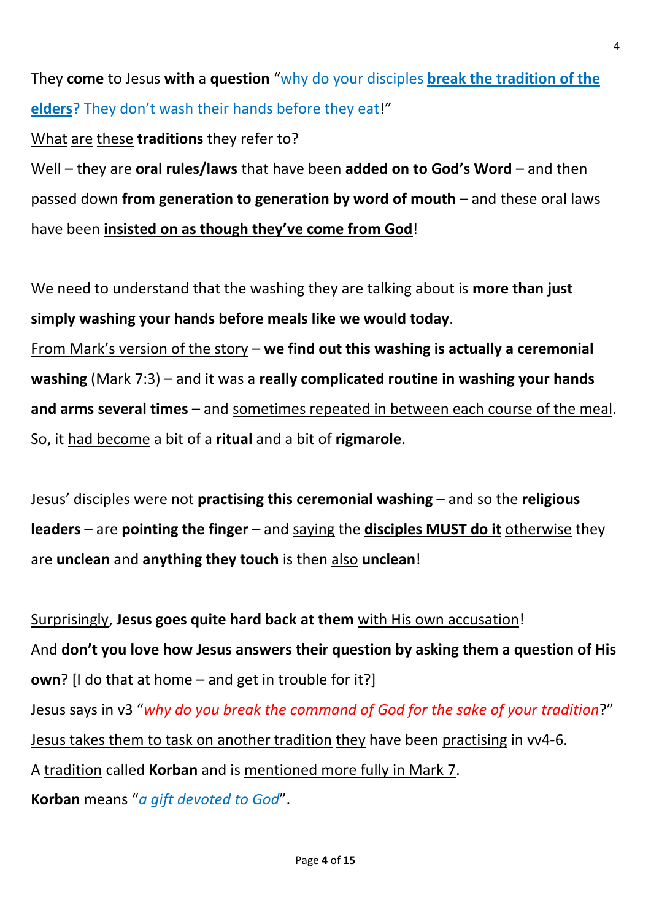They **come** to Jesus **with** a **question** "why do your disciples **break the tradition of the elders**? They don't wash their hands before they eat!"

What are these **traditions** they refer to?

Well – they are **oral rules/laws** that have been **added on to God's Word** – and then passed down **from generation to generation by word of mouth** – and these oral laws have been **insisted on as though they've come from God**!

We need to understand that the washing they are talking about is **more than just simply washing your hands before meals like we would today**.

From Mark's version of the story – **we find out this washing is actually a ceremonial washing** (Mark 7:3) – and it was a **really complicated routine in washing your hands and arms several times** – and sometimes repeated in between each course of the meal.

So, it had become a bit of a **ritual** and a bit of **rigmarole**.

Jesus' disciples were not **practising this ceremonial washing** – and so the **religious leaders** – are **pointing the finger** – and saying the **disciples MUST do it** otherwise they are **unclean** and **anything they touch** is then also **unclean**!

Surprisingly, **Jesus goes quite hard back at them** with His own accusation!

And **don't you love how Jesus answers their question by asking them a question of His own**? [I do that at home – and get in trouble for it?]

Jesus says in v3 "*why do you break the command of God for the sake of your tradition*?"

Jesus takes them to task on another tradition they have been practising in vv4-6.

A tradition called **Korban** and is mentioned more fully in Mark 7.

**Korban** means "*a gift devoted to God*".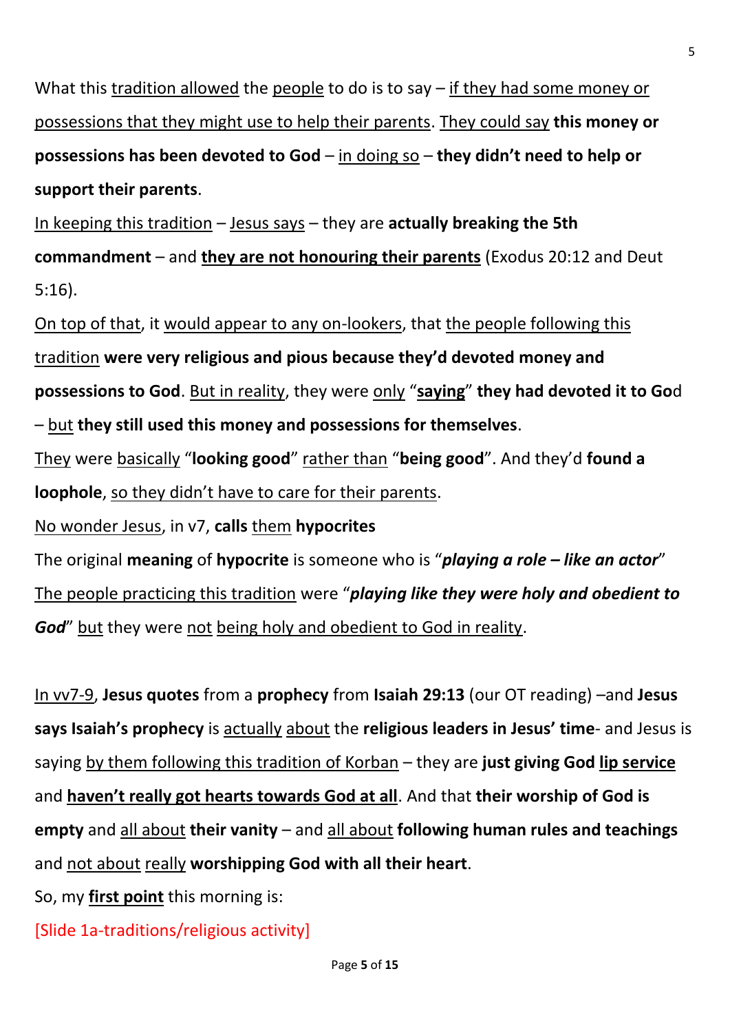What this <u>tradition allowed</u> the <u>people</u> to do is to say – <u>if they had some money or possessions that they might use to help their parents</u>. <u>They could say</u> **this money or possessions has been devoted to God** – <u>in doing so</u> – **they didn't need to help or support their parents**.

<u>In keeping this tradition</u> – <u>Jesus says</u> – they are **actually breaking the 5th commandment** – and **<u>they are not honouring their parents</u>** (Exodus 20:12 and Deut 5:16).

<u>On top of that</u>, it <u>would appear to any on-lookers</u>, that <u>the people following this tradition</u> **were very religious and pious because they'd devoted money and possessions to God**. <u>But in reality</u>, they were <u>only</u> "**<u>saying</u>**" **they had devoted it to Go**d – <u>but</u> **they still used this money and possessions for themselves**.

<u>They</u> were <u>basically</u> "**looking good**" <u>rather than</u> "**being good**". And they'd **found a loophole**, <u>so they didn't have to care for their parents</u>.

<u>No wonder Jesus</u>, in v7, **calls** <u>them</u> **hypocrites**

The original **meaning** of **hypocrite** is someone who is "***playing a role – like an actor***"

<u>The people practicing this tradition</u> were "***playing like they were holy and obedient to God***" <u>but</u> they were <u>not</u> <u>being holy and obedient to God in reality</u>.

<u>In vv7-9</u>, **Jesus quotes** from a **prophecy** from **Isaiah 29:13** (our OT reading) –and **Jesus says Isaiah's prophecy** is <u>actually</u> <u>about</u> the **religious leaders in Jesus' time**- and Jesus is saying <u>by them following this tradition of Korban</u> – they are **just giving God <u>lip service</u>** and **<u>haven't really got hearts towards God at all</u>**. And that **their worship of God is empty** and <u>all about</u> **their vanity** – and <u>all about</u> **following human rules and teachings** and <u>not about</u> <u>really</u> **worshipping God with all their heart**.

So, my **<u>first point</u>** this morning is:

[Slide 1a-traditions/religious activity]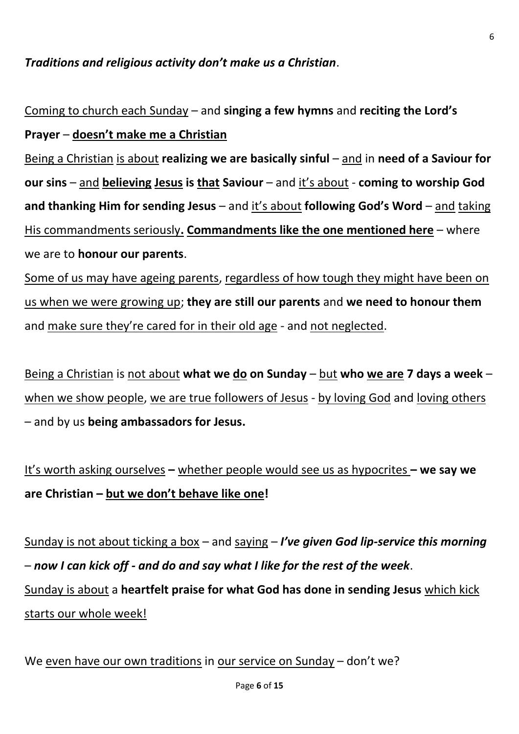***Traditions and religious activity don't make us a Christian***.

Coming to church each Sunday – and **singing a few hymns** and **reciting the Lord's Prayer** – **doesn't make me a Christian**

Being a Christian is about **realizing we are basically sinful** – and in **need of a Saviour for our sins** – and **believing Jesus is that Saviour** – and it's about - **coming to worship God and thanking Him for sending Jesus** – and it's about **following God's Word** – and taking His commandments seriously**. Commandments like the one mentioned here** – where we are to **honour our parents**.

Some of us may have ageing parents, regardless of how tough they might have been on us when we were growing up; **they are still our parents** and **we need to honour them** and make sure they're cared for in their old age - and not neglected.

Being a Christian is not about **what we do on Sunday** – but **who we are 7 days a week** – when we show people, we are true followers of Jesus - by loving God and loving others – and by us **being ambassadors for Jesus.**

It's worth asking ourselves **–** whether people would see us as hypocrites **– we say we are Christian – but we don't behave like one!**

Sunday is not about ticking a box – and saying – ***I've given God lip-service this morning – now I can kick off - and do and say what I like for the rest of the week***.

Sunday is about a **heartfelt praise for what God has done in sending Jesus** which kick starts our whole week!

We even have our own traditions in our service on Sunday – don't we?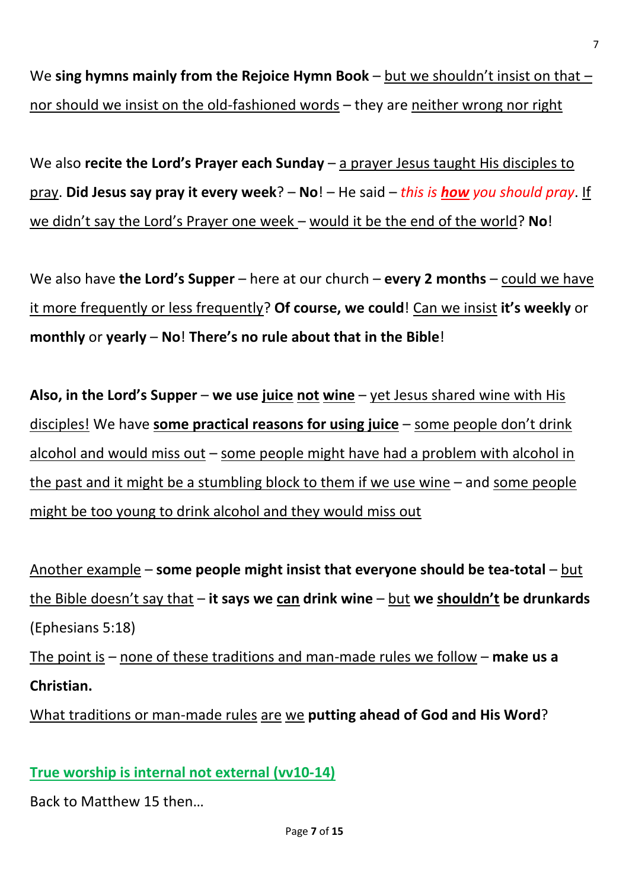We **sing hymns mainly from the Rejoice Hymn Book** – <u>but we shouldn't insist on that – nor should we insist on the old-fashioned words</u> – they are <u>neither wrong nor right</u>

We also **recite the Lord's Prayer each Sunday** – <u>a prayer Jesus taught His disciples to pray</u>. **Did Jesus say pray it every week**? – **No**! – He said – *this is **<u>how</u>** you should pray*. <u>If we didn't say the Lord's Prayer one week</u> – <u>would it be the end of the world</u>? **No**!

We also have **the Lord's Supper** – here at our church – **every 2 months** – <u>could we have it more frequently or less frequently</u>? **Of course, we could**! <u>Can we insist</u> **it's weekly** or **monthly** or **yearly** – **No**! **There's no rule about that in the Bible**!

**Also, in the Lord's Supper** – **we use <u>juice</u> <u>not</u> <u>wine</u>** – <u>yet Jesus shared wine with His disciples!</u> We have **<u>some practical reasons for using juice</u>** – <u>some people don't drink alcohol and would miss out</u> – <u>some people might have had a problem with alcohol in the past and it might be a stumbling block to them if we use wine</u> – and <u>some people might be too young to drink alcohol and they would miss out</u>

<u>Another example</u> – **some people might insist that everyone should be tea-total** – <u>but the Bible doesn't say that</u> – **it says we <u>can</u> drink wine** – <u>but</u> **we <u>shouldn't</u> be drunkards** (Ephesians 5:18)

<u>The point is</u> – <u>none of these traditions and man-made rules we follow</u> – **make us a Christian.**

<u>What traditions or man-made rules</u> <u>are</u> <u>we</u> **putting ahead of God and His Word**?

## True worship is internal not external (vv10-14)

Back to Matthew 15 then…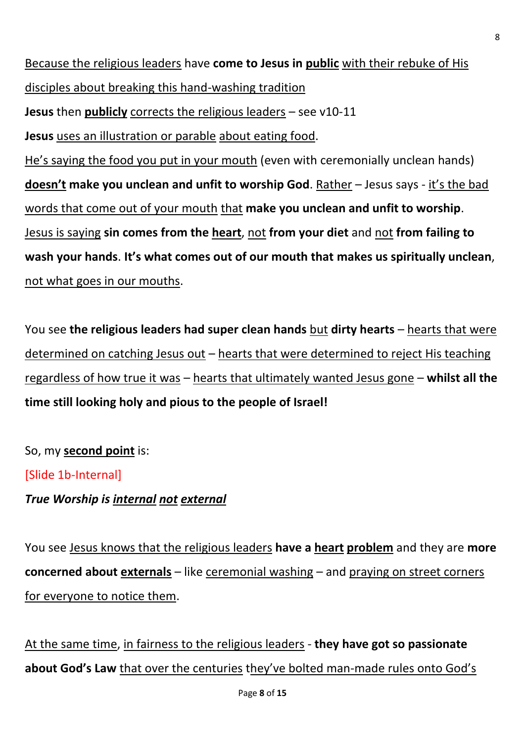<u>Because the religious leaders</u> have **come to Jesus in <u>public</u>** <u>with their rebuke of His disciples about breaking this hand-washing tradition</u>
**Jesus** then **<u>publicly</u>** <u>corrects the religious leaders</u> – see v10-11
**Jesus** <u>uses an illustration or parable</u> <u>about eating food</u>.
<u>He's saying the food you put in your mouth</u> (even with ceremonially unclean hands) **<u>doesn't</u> make you unclean and unfit to worship God**. <u>Rather</u> – Jesus says - <u>it's the bad words that come out of your mouth</u> <u>that</u> **make you unclean and unfit to worship**.
<u>Jesus is saying</u> **sin comes from the <u>heart</u>**, <u>not</u> **from your diet** and <u>not</u> **from failing to wash your hands**. **It's what comes out of our mouth that makes us spiritually unclean**, <u>not what goes in our mouths</u>.

You see **the religious leaders had super clean hands** <u>but</u> **dirty hearts** – <u>hearts that were determined on catching Jesus out</u> – <u>hearts that were determined to reject His teaching regardless of how true it was</u> – <u>hearts that ultimately wanted Jesus gone</u> – **whilst all the time still looking holy and pious to the people of Israel!**

So, my **<u>second point</u>** is:
[Slide 1b-Internal]
***True Worship is <u>internal</u> <u>not</u> <u>external</u>***

You see <u>Jesus knows that the religious leaders</u> **have a <u>heart</u> <u>problem</u>** and they are **more concerned about <u>externals</u>** – like <u>ceremonial washing</u> – and <u>praying on street corners for everyone to notice them</u>.

<u>At the same time</u>, <u>in fairness to the religious leaders</u> - **they have got so passionate about God's Law** <u>that over the centuries</u> <u>they've bolted man-made rules onto God's</u>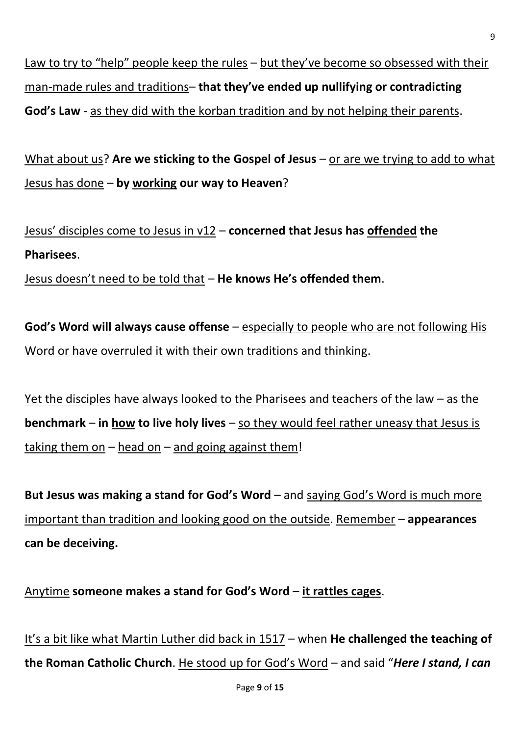Law to try to "help" people keep the rules – but they've become so obsessed with their man-made rules and traditions– **that they've ended up nullifying or contradicting God's Law** - as they did with the korban tradition and by not helping their parents.

What about us? **Are we sticking to the Gospel of Jesus** – or are we trying to add to what Jesus has done – **by working our way to Heaven**?

Jesus' disciples come to Jesus in v12 – **concerned that Jesus has offended the Pharisees**.
Jesus doesn't need to be told that – **He knows He's offended them**.

**God's Word will always cause offense** – especially to people who are not following His Word or have overruled it with their own traditions and thinking.

Yet the disciples have always looked to the Pharisees and teachers of the law – as the **benchmark** – **in how to live holy lives** – so they would feel rather uneasy that Jesus is taking them on – head on – and going against them!

**But Jesus was making a stand for God's Word** – and saying God's Word is much more important than tradition and looking good on the outside. Remember – **appearances can be deceiving.**

Anytime **someone makes a stand for God's Word** – **it rattles cages**.

It's a bit like what Martin Luther did back in 1517 – when **He challenged the teaching of the Roman Catholic Church**. He stood up for God's Word – and said "***Here I stand, I can***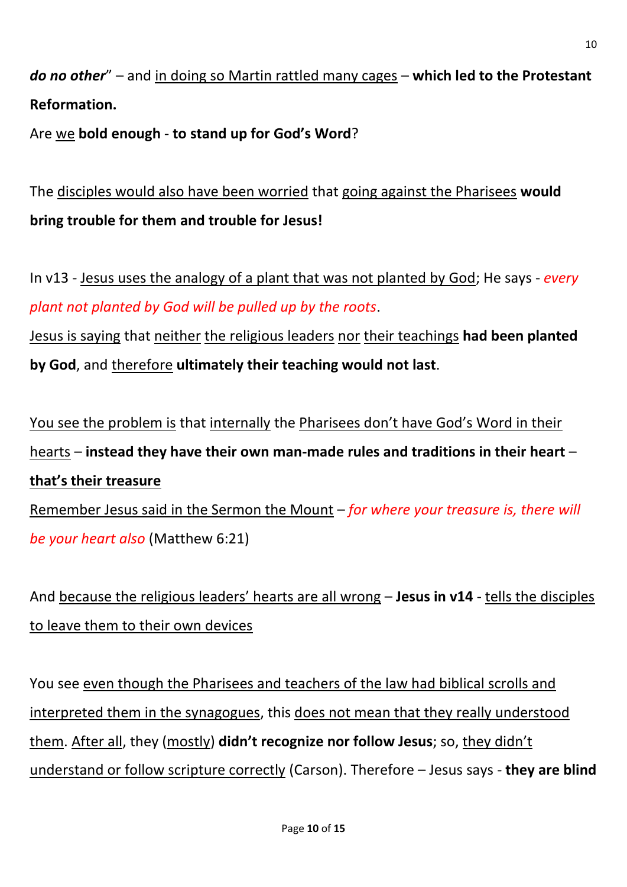***do no other***" – and <u>in doing so Martin rattled many cages</u> – **which led to the Protestant Reformation.**

Are <u>we</u> **bold enough** - **to stand up for God's Word**?

The <u>disciples would also have been worried</u> that <u>going against the Pharisees</u> **would bring trouble for them and trouble for Jesus!**

In v13 - <u>Jesus uses the analogy of a plant that was not planted by God</u>; He says - *every plant not planted by God will be pulled up by the roots*.

<u>Jesus is saying</u> that <u>neither</u> <u>the religious leaders</u> <u>nor</u> <u>their teachings</u> **had been planted by God**, and <u>therefore</u> **ultimately their teaching would not last**.

<u>You see the problem is</u> that <u>internally</u> the <u>Pharisees don't have God's Word in their hearts</u> – **instead they have their own man-made rules and traditions in their heart** – <u>**that's their treasure**</u>

<u>Remember Jesus said in the Sermon the Mount</u> – *for where your treasure is, there will be your heart also* (Matthew 6:21)

And <u>because the religious leaders' hearts are all wrong</u> – **Jesus in v14** - <u>tells the disciples to leave them to their own devices</u>

You see <u>even though the Pharisees and teachers of the law had biblical scrolls and interpreted them in the synagogues</u>, this <u>does not mean that they really understood them</u>. <u>After all</u>, they (<u>mostly</u>) **didn't recognize nor follow Jesus**; so, <u>they didn't understand or follow scripture correctly</u> (Carson). Therefore – Jesus says - **they are blind**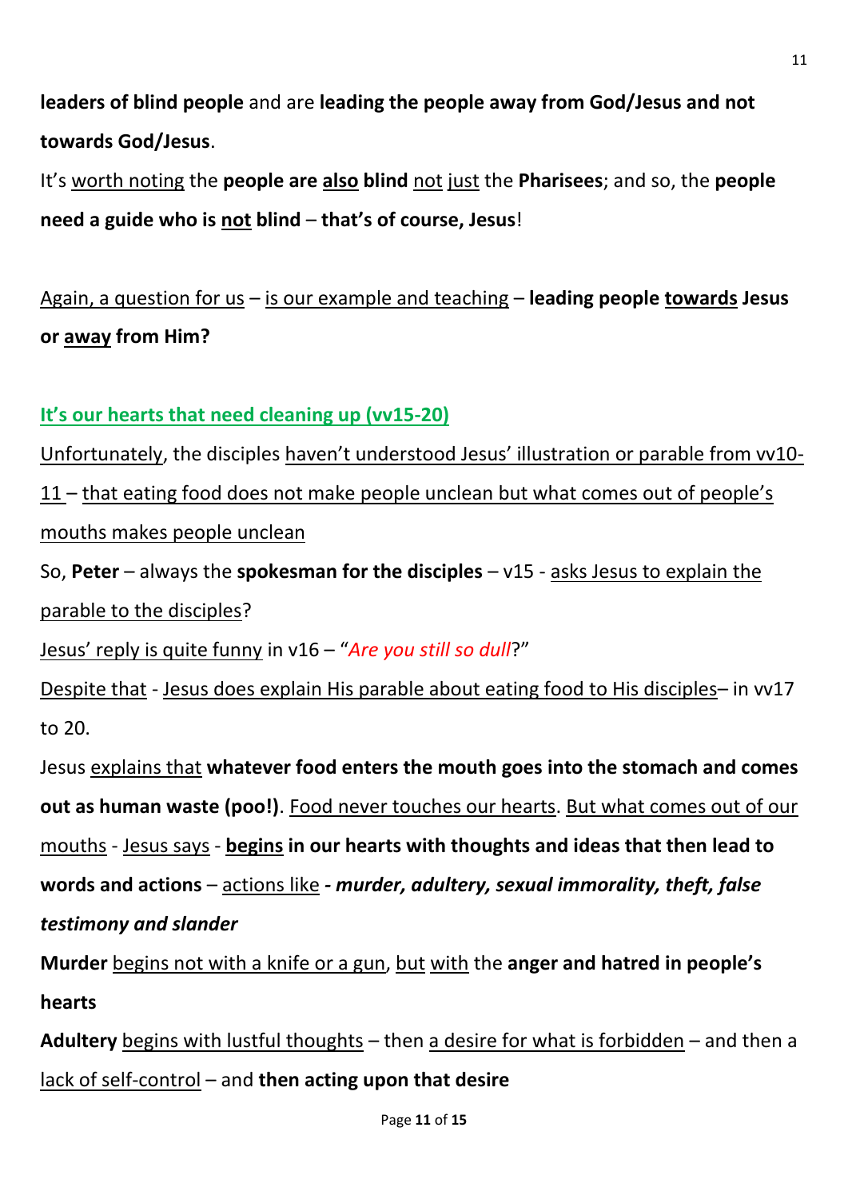**leaders of blind people** and are **leading the people away from God/Jesus and not towards God/Jesus**.

It's <u>worth noting</u> the **people are <u>also</u> blind** <u>not</u> <u>just</u> the **Pharisees**; and so, the **people need a guide who is <u>not</u> blind** – **that's of course, Jesus**!

<u>Again, a question for us</u> – <u>is our example and teaching</u> – **leading people <u>towards</u> Jesus or <u>away</u> from Him?**

## <u>It's our hearts that need cleaning up (vv15-20)</u>

<u>Unfortunately</u>, the disciples <u>haven't understood Jesus' illustration or parable from vv10-11</u> – <u>that eating food does not make people unclean but what comes out of people's mouths makes people unclean</u>

So, **Peter** – always the **spokesman for the disciples** – v15 - <u>asks Jesus to explain the parable to the disciples</u>?

<u>Jesus' reply is quite funny</u> in v16 – "*Are you still so dull*?"

<u>Despite that</u> - <u>Jesus does explain His parable about eating food to His disciples</u>– in vv17 to 20.

Jesus <u>explains that</u> **whatever food enters the mouth goes into the stomach and comes out as human waste (poo!)**. <u>Food never touches our hearts</u>. <u>But what comes out of our mouths</u> - <u>Jesus says</u> - **<u>begins</u> in our hearts with thoughts and ideas that then lead to words and actions** – <u>actions like</u> ***- murder, adultery, sexual immorality, theft, false testimony and slander***

**Murder** <u>begins not with a knife or a gun</u>, <u>but</u> <u>with</u> the **anger and hatred in people's hearts**

**Adultery** <u>begins with lustful thoughts</u> – then <u>a desire for what is forbidden</u> – and then a <u>lack of self-control</u> – and **then acting upon that desire**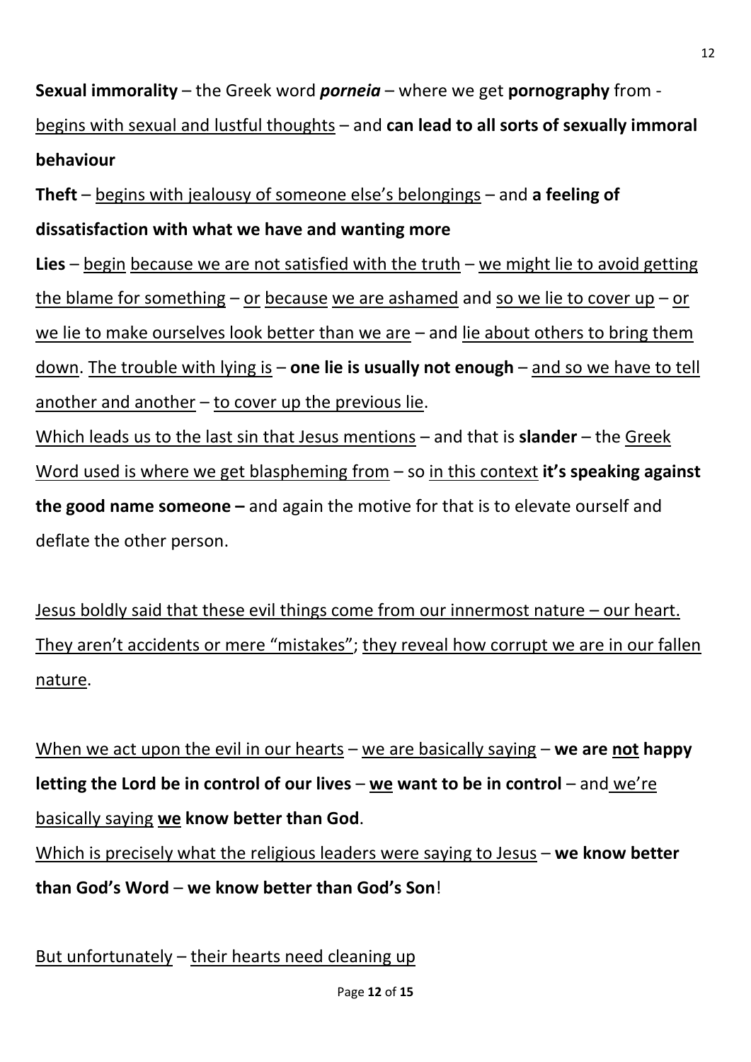**Sexual immorality** – the Greek word ***porneia*** – where we get **pornography** from - begins with sexual and lustful thoughts – and **can lead to all sorts of sexually immoral behaviour**

**Theft** – begins with jealousy of someone else's belongings – and **a feeling of dissatisfaction with what we have and wanting more**

**Lies** – begin because we are not satisfied with the truth – we might lie to avoid getting the blame for something – or because we are ashamed and so we lie to cover up – or we lie to make ourselves look better than we are – and lie about others to bring them down. The trouble with lying is – **one lie is usually not enough** – and so we have to tell another and another – to cover up the previous lie.

Which leads us to the last sin that Jesus mentions – and that is **slander** – the Greek Word used is where we get blaspheming from – so in this context **it's speaking against the good name someone –** and again the motive for that is to elevate ourself and deflate the other person.

Jesus boldly said that these evil things come from our innermost nature – our heart. They aren't accidents or mere "mistakes"; they reveal how corrupt we are in our fallen nature.

When we act upon the evil in our hearts – we are basically saying – **we are not happy letting the Lord be in control of our lives** – **we want to be in control** – and we're basically saying **we know better than God**.

Which is precisely what the religious leaders were saying to Jesus – **we know better than God's Word** – **we know better than God's Son**!

But unfortunately – their hearts need cleaning up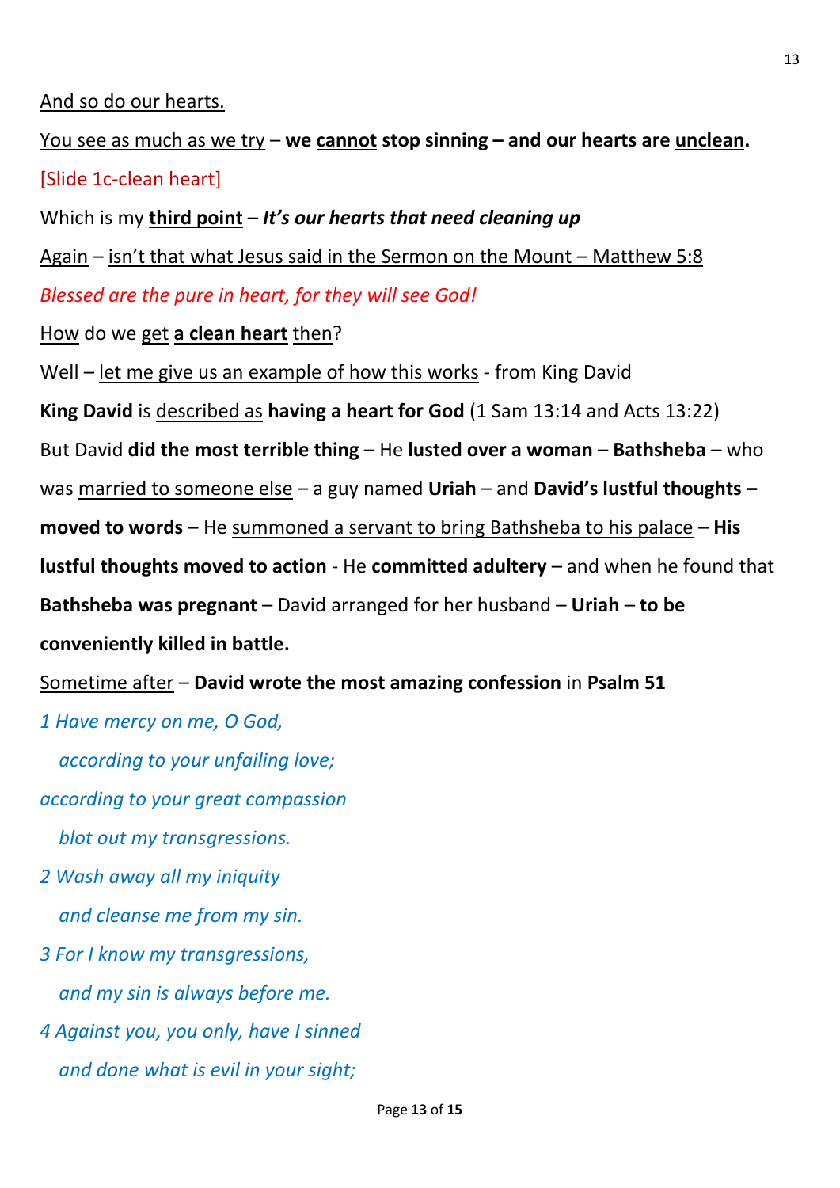<u>And so do our hearts.</u>

<u>You see as much as we try</u> – **we <u>cannot</u> stop sinning – and our hearts are <u>unclean</u>.**

[Slide 1c-clean heart]

Which is my **<u>third point</u>** – ***It's our hearts that need cleaning up***

<u>Again</u> – <u>isn't that what Jesus said in the Sermon on the Mount – Matthew 5:8</u>

*Blessed are the pure in heart, for they will see God!*

<u>How</u> do we <u>get</u> **<u>a clean heart</u>** <u>then</u>?

Well – <u>let me give us an example of how this works</u> - from King David

**King David** is <u>described as</u> **having a heart for God** (1 Sam 13:14 and Acts 13:22)

But David **did the most terrible thing** – He **lusted over a woman** – **Bathsheba** – who was <u>married to someone else</u> – a guy named **Uriah** – and **David's lustful thoughts – moved to words** – He <u>summoned a servant to bring Bathsheba to his palace</u> – **His lustful thoughts moved to action** - He **committed adultery** – and when he found that **Bathsheba was pregnant** – David <u>arranged for her husband</u> – **Uriah** – **to be conveniently killed in battle.**

<u>Sometime after</u> – **David wrote the most amazing confession** in **Psalm 51**

*1 Have mercy on me, O God,*
*according to your unfailing love;*
*according to your great compassion*
*blot out my transgressions.*
*2 Wash away all my iniquity*
*and cleanse me from my sin.*
*3 For I know my transgressions,*
*and my sin is always before me.*
*4 Against you, you only, have I sinned*
*and done what is evil in your sight;*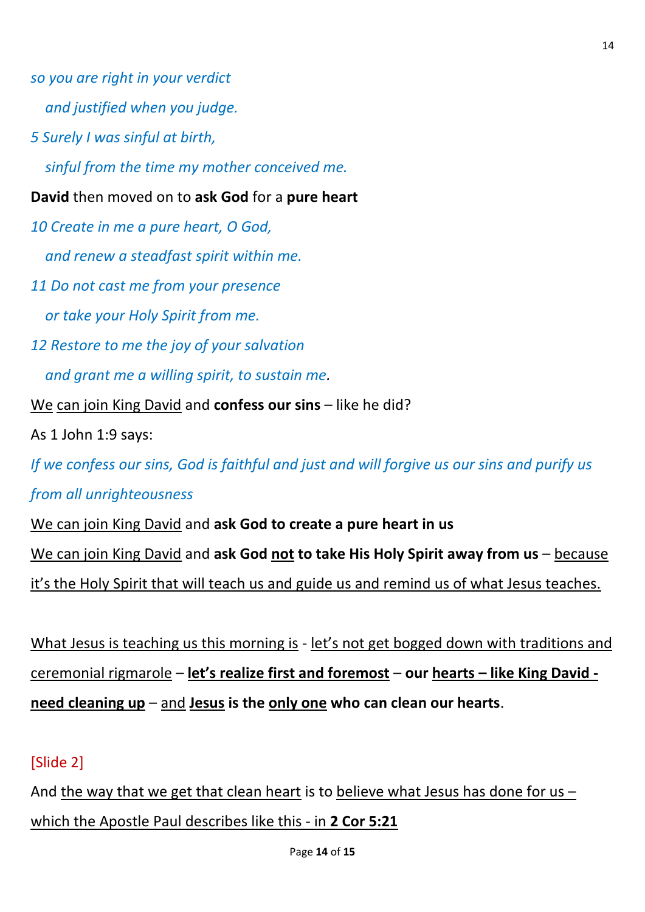*so you are right in your verdict*

*and justified when you judge.*

*5 Surely I was sinful at birth,*

*sinful from the time my mother conceived me.*

**David** then moved on to **ask God** for a **pure heart**

*10 Create in me a pure heart, O God,*

*and renew a steadfast spirit within me.*

*11 Do not cast me from your presence*

*or take your Holy Spirit from me.*

*12 Restore to me the joy of your salvation*

*and grant me a willing spirit, to sustain me.*

<u>We</u> <u>can join King David</u> and **confess our sins** – like he did?

As 1 John 1:9 says:

*If we confess our sins, God is faithful and just and will forgive us our sins and purify us from all unrighteousness*

<u>We can join King David</u> and **ask God to create a pure heart in us**

<u>We can join King David</u> and **ask God <u>not</u> to take His Holy Spirit away from us** – <u>because it's the Holy Spirit that will teach us and guide us and remind us of what Jesus teaches.</u>

<u>What Jesus is teaching us this morning is</u> - <u>let's not get bogged down with traditions and ceremonial rigmarole</u> – **<u>let's realize first and foremost</u>** – **our <u>hearts – like King David - need cleaning up</u>** – <u>and</u> **<u>Jesus</u> is the <u>only one</u> who can clean our hearts**.

[Slide 2]

And <u>the way that we get that clean heart</u> is to <u>believe what Jesus has done for us – which the Apostle Paul describes like this - in **2 Cor 5:21**</u>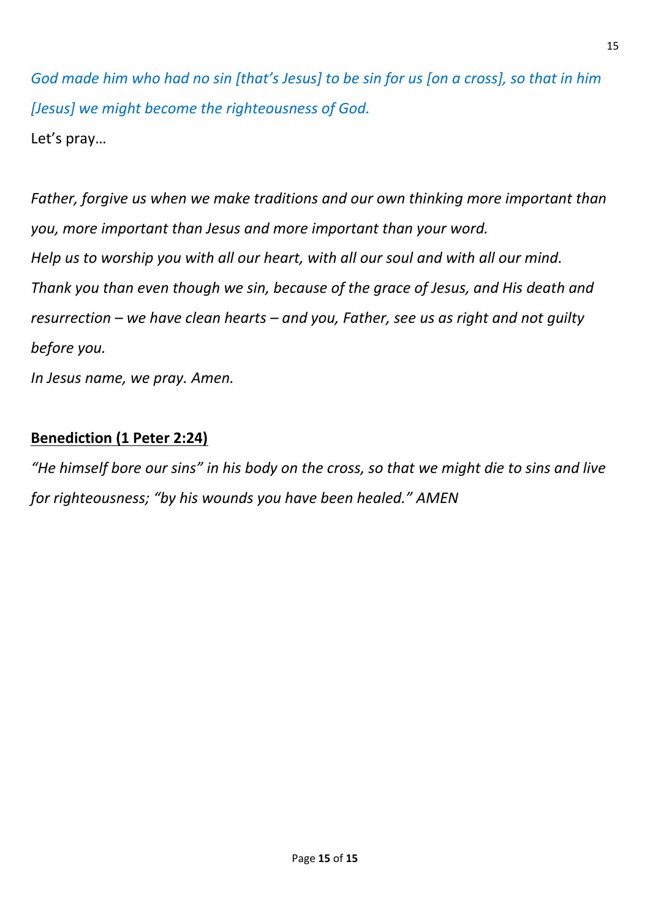*God made him who had no sin [that's Jesus] to be sin for us [on a cross], so that in him [Jesus] we might become the righteousness of God.*

Let's pray…

*Father, forgive us when we make traditions and our own thinking more important than you, more important than Jesus and more important than your word.*
*Help us to worship you with all our heart, with all our soul and with all our mind.*
*Thank you than even though we sin, because of the grace of Jesus, and His death and resurrection – we have clean hearts – and you, Father, see us as right and not guilty before you.*
*In Jesus name, we pray. Amen.*

**<u>Benediction (1 Peter 2:24)</u>**

*"He himself bore our sins" in his body on the cross, so that we might die to sins and live for righteousness; "by his wounds you have been healed." AMEN*